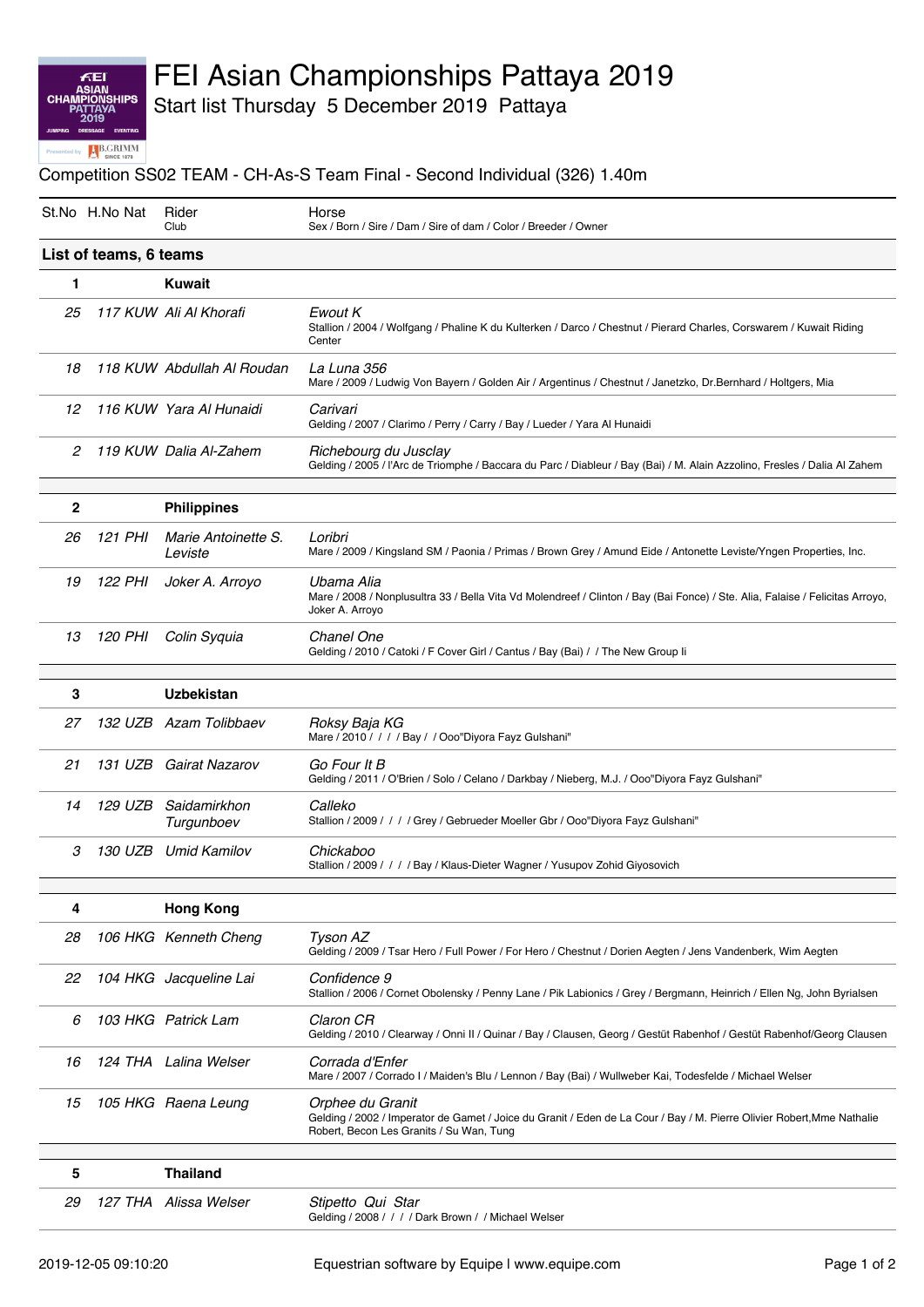# FEI Asian Championships Pattaya 2019

Start list Thursday 5 December 2019 Pattaya

## Competition SS02 TEAM - CH-As-S Team Final - Second Individual (326) 1.40m

| St.No | H.No | Nat | Rider<br>Club | Horse<br>Sex / Born / Sire / Dam / Sire of dam / Color / Breeder / Owner |
|---|---|---|---|---|
| **List of teams, 6 teams** | | | | |
| **1** | | | **Kuwait** | |
| *25* | *117* | *KUW* | *Ali Al Khorafi* | *Ewout K*<br>Stallion / 2004 / Wolfgang / Phaline K du Kulterken / Darco / Chestnut / Pierard Charles, Corswarem / Kuwait Riding Center |
| *18* | *118* | *KUW* | *Abdullah Al Roudan* | *La Luna 356*<br>Mare / 2009 / Ludwig Von Bayern / Golden Air / Argentinus / Chestnut / Janetzko, Dr.Bernhard / Holtgers, Mia |
| *12* | *116* | *KUW* | *Yara Al Hunaidi* | *Carivari*<br>Gelding / 2007 / Clarimo / Perry / Carry / Bay / Lueder / Yara Al Hunaidi |
| *2* | *119* | *KUW* | *Dalia Al-Zahem* | *Richebourg du Jusclay*<br>Gelding / 2005 / l'Arc de Triomphe / Baccara du Parc / Diableur / Bay (Bai) / M. Alain Azzolino, Fresles / Dalia Al Zahem |
| **2** | | | **Philippines** | |
| *26* | *121* | *PHI* | *Marie Antoinette S. Leviste* | *Loribri*<br>Mare / 2009 / Kingsland SM / Paonia / Primas / Brown Grey / Amund Eide / Antonette Leviste/Yngen Properties, Inc. |
| *19* | *122* | *PHI* | *Joker A. Arroyo* | *Ubama Alia*<br>Mare / 2008 / Nonplusultra 33 / Bella Vita Vd Molendreef / Clinton / Bay (Bai Fonce) / Ste. Alia, Falaise / Felicitas Arroyo, Joker A. Arroyo |
| *13* | *120* | *PHI* | *Colin Syquia* | *Chanel One*<br>Gelding / 2010 / Catoki / F Cover Girl / Cantus / Bay (Bai) / / The New Group Ii |
| **3** | | | **Uzbekistan** | |
| *27* | *132* | *UZB* | *Azam Tolibbaev* | *Roksy Baja KG*<br>Mare / 2010 / / / / Bay / / Ooo"Diyora Fayz Gulshani" |
| *21* | *131* | *UZB* | *Gairat Nazarov* | *Go Four It B*<br>Gelding / 2011 / O'Brien / Solo / Celano / Darkbay / Nieberg, M.J. / Ooo"Diyora Fayz Gulshani" |
| *14* | *129* | *UZB* | *Saidamirkhon Turgunboev* | *Calleko*<br>Stallion / 2009 / / / / Grey / Gebrueder Moeller Gbr / Ooo"Diyora Fayz Gulshani" |
| *3* | *130* | *UZB* | *Umid Kamilov* | *Chickaboo*<br>Stallion / 2009 / / / / Bay / Klaus-Dieter Wagner / Yusupov Zohid Giyosovich |
| **4** | | | **Hong Kong** | |
| *28* | *106* | *HKG* | *Kenneth Cheng* | *Tyson AZ*<br>Gelding / 2009 / Tsar Hero / Full Power / For Hero / Chestnut / Dorien Aegten / Jens Vandenberk, Wim Aegten |
| *22* | *104* | *HKG* | *Jacqueline Lai* | *Confidence 9*<br>Stallion / 2006 / Cornet Obolensky / Penny Lane / Pik Labionics / Grey / Bergmann, Heinrich / Ellen Ng, John Byrialsen |
| *6* | *103* | *HKG* | *Patrick Lam* | *Claron CR*<br>Gelding / 2010 / Clearway / Onni II / Quinar / Bay / Clausen, Georg / Gestüt Rabenhof / Gestüt Rabenhof/Georg Clausen |
| *16* | *124* | *THA* | *Lalina Welser* | *Corrada d'Enfer*<br>Mare / 2007 / Corrado I / Maiden's Blu / Lennon / Bay (Bai) / Wullweber Kai, Todesfelde / Michael Welser |
| *15* | *105* | *HKG* | *Raena Leung* | *Orphee du Granit*<br>Gelding / 2002 / Imperator de Gamet / Joice du Granit / Eden de La Cour / Bay / M. Pierre Olivier Robert,Mme Nathalie Robert, Becon Les Granits / Su Wan, Tung |
| **5** | | | **Thailand** | |
| *29* | *127* | *THA* | *Alissa Welser* | *Stipetto Qui Star*<br>Gelding / 2008 / / / / Dark Brown / / Michael Welser |

2019-12-05 09:10:20 Equestrian software by Equipe | www.equipe.com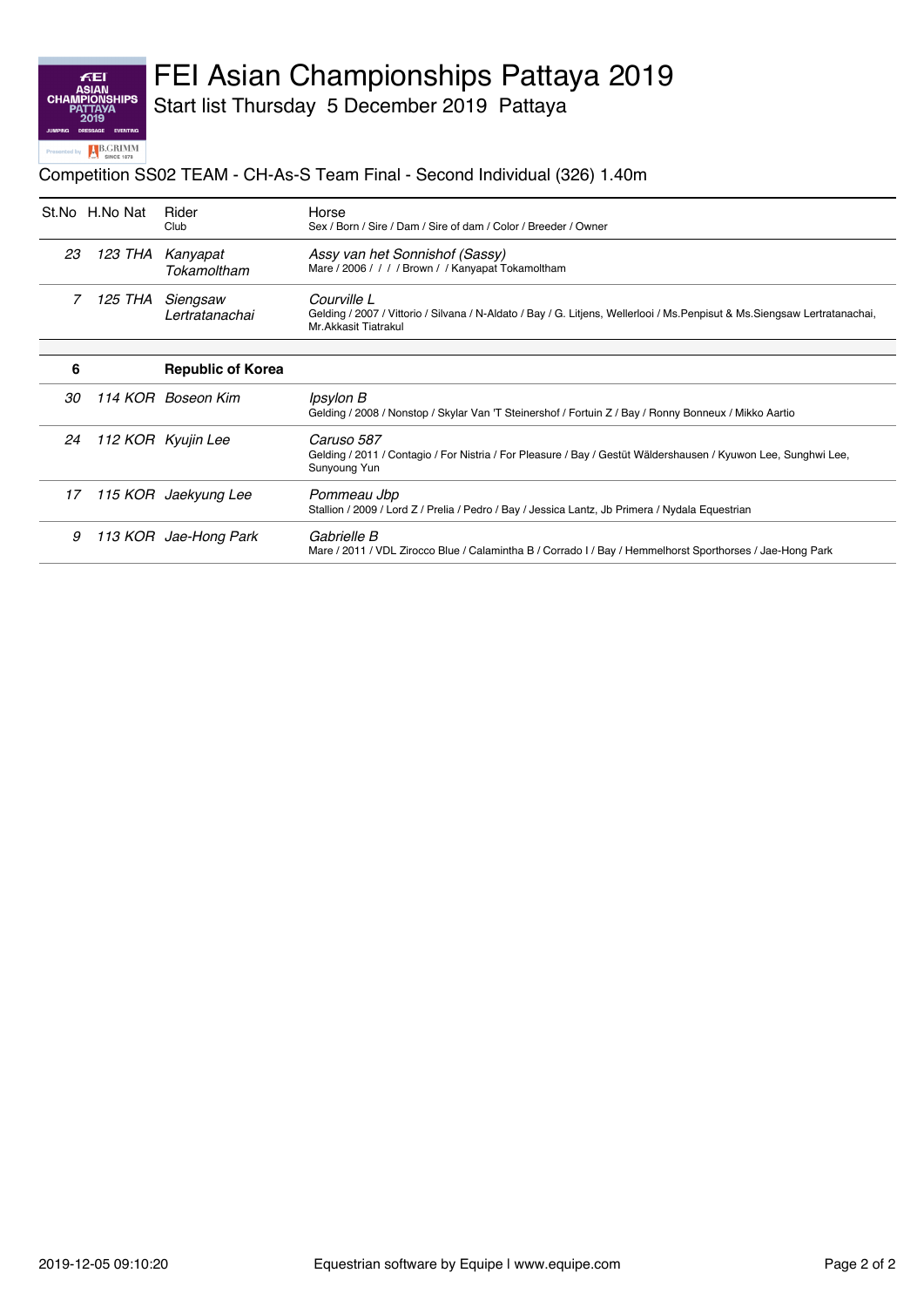# FEI Asian Championships Pattaya 2019

Start list Thursday 5 December 2019 Pattaya

## Competition SS02 TEAM - CH-As-S Team Final - Second Individual (326) 1.40m

| St.No | H.No | Nat | Rider<br>Club | Horse<br>Sex / Born / Sire / Dam / Sire of dam / Color / Breeder / Owner |
|---|---|---|---|---|
| 23 | 123 | THA | *Kanyapat Tokamoltham* | *Assy van het Sonnishof (Sassy)*<br>Mare / 2006 / / / / Brown / / Kanyapat Tokamoltham |
| 7 | 125 | THA | *Siengsaw Lertratanachai* | *Courville L*<br>Gelding / 2007 / Vittorio / Silvana / N-Aldato / Bay / G. Litjens, Wellerlooi / Ms.Penpisut & Ms.Siengsaw Lertratanachai, Mr.Akkasit Tiatrakul |
| **6** | | | **Republic of Korea** | |
| 30 | 114 | KOR | *Boseon Kim* | *Ipsylon B*<br>Gelding / 2008 / Nonstop / Skylar Van 'T Steinershof / Fortuin Z / Bay / Ronny Bonneux / Mikko Aartio |
| 24 | 112 | KOR | *Kyujin Lee* | *Caruso 587*<br>Gelding / 2011 / Contagio / For Nistria / For Pleasure / Bay / Gestüt Wäldershausen / Kyuwon Lee, Sunghwi Lee, Sunyoung Yun |
| 17 | 115 | KOR | *Jaekyung Lee* | *Pommeau Jbp*<br>Stallion / 2009 / Lord Z / Prelia / Pedro / Bay / Jessica Lantz, Jb Primera / Nydala Equestrian |
| 9 | 113 | KOR | *Jae-Hong Park* | *Gabrielle B*<br>Mare / 2011 / VDL Zirocco Blue / Calamintha B / Corrado I / Bay / Hemmelhorst Sporthorses / Jae-Hong Park |

2019-12-05 09:10:20 Equestrian software by Equipe | www.equipe.com